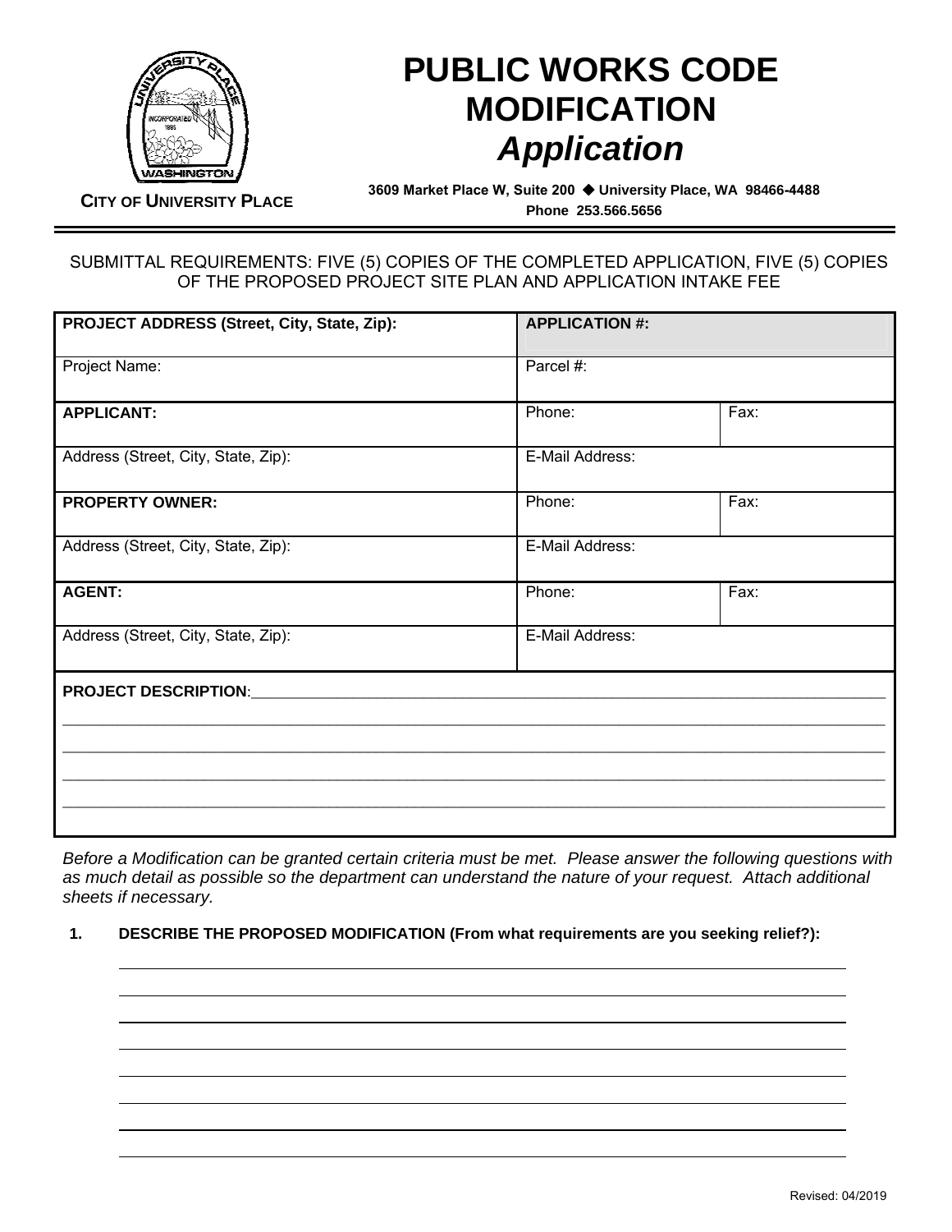CITY OF UNIVERSITY PLACE

# PUBLIC WORKS CODE MODIFICATION
## *Application*

**3609 Market Place W, Suite 200 ◆ University Place, WA 98466-4488**
**Phone 253.566.5656**

SUBMITTAL REQUIREMENTS: FIVE (5) COPIES OF THE COMPLETED APPLICATION, FIVE (5) COPIES OF THE PROPOSED PROJECT SITE PLAN AND APPLICATION INTAKE FEE

| **PROJECT ADDRESS (Street, City, State, Zip):** | **APPLICATION #:** | |
|---|---|---|
| Project Name: | Parcel #: | |
| **APPLICANT:** | Phone: | Fax: |
| Address (Street, City, State, Zip): | E-Mail Address: | |
| **PROPERTY OWNER:** | Phone: | Fax: |
| Address (Street, City, State, Zip): | E-Mail Address: | |
| **AGENT:** | Phone: | Fax: |
| Address (Street, City, State, Zip): | E-Mail Address: | |

**PROJECT DESCRIPTION**:\_\_\_\_\_\_\_\_\_\_\_\_\_\_\_\_\_\_\_\_\_\_\_\_\_\_\_\_\_\_\_\_\_\_\_\_\_\_\_\_

\_\_\_\_\_\_\_\_\_\_\_\_\_\_\_\_\_\_\_\_\_\_\_\_\_\_\_\_\_\_\_\_\_\_\_\_\_\_\_\_\_\_\_\_\_\_\_\_\_\_\_\_\_\_\_\_\_\_

\_\_\_\_\_\_\_\_\_\_\_\_\_\_\_\_\_\_\_\_\_\_\_\_\_\_\_\_\_\_\_\_\_\_\_\_\_\_\_\_\_\_\_\_\_\_\_\_\_\_\_\_\_\_\_\_\_\_

\_\_\_\_\_\_\_\_\_\_\_\_\_\_\_\_\_\_\_\_\_\_\_\_\_\_\_\_\_\_\_\_\_\_\_\_\_\_\_\_\_\_\_\_\_\_\_\_\_\_\_\_\_\_\_\_\_\_

\_\_\_\_\_\_\_\_\_\_\_\_\_\_\_\_\_\_\_\_\_\_\_\_\_\_\_\_\_\_\_\_\_\_\_\_\_\_\_\_\_\_\_\_\_\_\_\_\_\_\_\_\_\_\_\_\_\_

*Before a Modification can be granted certain criteria must be met. Please answer the following questions with as much detail as possible so the department can understand the nature of your request. Attach additional sheets if necessary.*

**1. DESCRIBE THE PROPOSED MODIFICATION (From what requirements are you seeking relief?):**

\_\_\_\_\_\_\_\_\_\_\_\_\_\_\_\_\_\_\_\_\_\_\_\_\_\_\_\_\_\_\_\_\_\_\_\_\_\_\_\_\_\_\_\_\_\_\_\_\_\_\_\_\_\_\_\_\_\_

\_\_\_\_\_\_\_\_\_\_\_\_\_\_\_\_\_\_\_\_\_\_\_\_\_\_\_\_\_\_\_\_\_\_\_\_\_\_\_\_\_\_\_\_\_\_\_\_\_\_\_\_\_\_\_\_\_\_

\_\_\_\_\_\_\_\_\_\_\_\_\_\_\_\_\_\_\_\_\_\_\_\_\_\_\_\_\_\_\_\_\_\_\_\_\_\_\_\_\_\_\_\_\_\_\_\_\_\_\_\_\_\_\_\_\_\_

\_\_\_\_\_\_\_\_\_\_\_\_\_\_\_\_\_\_\_\_\_\_\_\_\_\_\_\_\_\_\_\_\_\_\_\_\_\_\_\_\_\_\_\_\_\_\_\_\_\_\_\_\_\_\_\_\_\_

\_\_\_\_\_\_\_\_\_\_\_\_\_\_\_\_\_\_\_\_\_\_\_\_\_\_\_\_\_\_\_\_\_\_\_\_\_\_\_\_\_\_\_\_\_\_\_\_\_\_\_\_\_\_\_\_\_\_

\_\_\_\_\_\_\_\_\_\_\_\_\_\_\_\_\_\_\_\_\_\_\_\_\_\_\_\_\_\_\_\_\_\_\_\_\_\_\_\_\_\_\_\_\_\_\_\_\_\_\_\_\_\_\_\_\_\_

\_\_\_\_\_\_\_\_\_\_\_\_\_\_\_\_\_\_\_\_\_\_\_\_\_\_\_\_\_\_\_\_\_\_\_\_\_\_\_\_\_\_\_\_\_\_\_\_\_\_\_\_\_\_\_\_\_\_

\_\_\_\_\_\_\_\_\_\_\_\_\_\_\_\_\_\_\_\_\_\_\_\_\_\_\_\_\_\_\_\_\_\_\_\_\_\_\_\_\_\_\_\_\_\_\_\_\_\_\_\_\_\_\_\_\_\_

Revised: 04/2019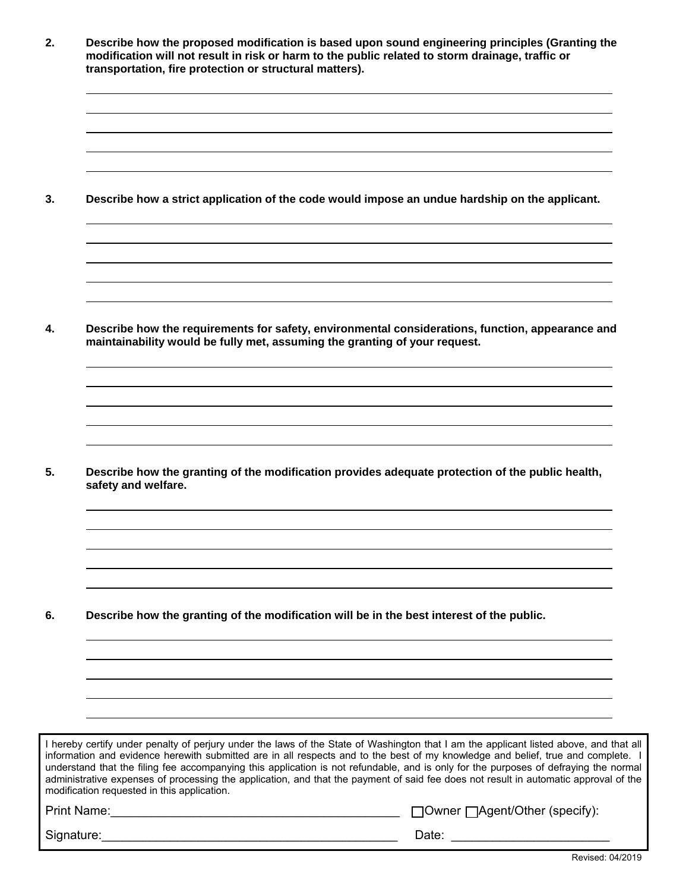**2. Describe how the proposed modification is based upon sound engineering principles (Granting the modification will not result in risk or harm to the public related to storm drainage, traffic or transportation, fire protection or structural matters).**

______________________________________________________________________

______________________________________________________________________

______________________________________________________________________

______________________________________________________________________

______________________________________________________________________

**3. Describe how a strict application of the code would impose an undue hardship on the applicant.**

______________________________________________________________________

______________________________________________________________________

______________________________________________________________________

______________________________________________________________________

______________________________________________________________________

**4. Describe how the requirements for safety, environmental considerations, function, appearance and maintainability would be fully met, assuming the granting of your request.**

______________________________________________________________________

______________________________________________________________________

______________________________________________________________________

______________________________________________________________________

______________________________________________________________________

**5. Describe how the granting of the modification provides adequate protection of the public health, safety and welfare.**

______________________________________________________________________

______________________________________________________________________

______________________________________________________________________

______________________________________________________________________

______________________________________________________________________

**6. Describe how the granting of the modification will be in the best interest of the public.**

______________________________________________________________________

______________________________________________________________________

______________________________________________________________________

______________________________________________________________________

______________________________________________________________________

I hereby certify under penalty of perjury under the laws of the State of Washington that I am the applicant listed above, and that all information and evidence herewith submitted are in all respects and to the best of my knowledge and belief, true and complete. I understand that the filing fee accompanying this application is not refundable, and is only for the purposes of defraying the normal administrative expenses of processing the application, and that the payment of said fee does not result in automatic approval of the modification requested in this application.

Print Name:____________________________________________ ☐Owner ☐Agent/Other (specify):

Signature:____________________________________________ Date: ______________________

Revised: 04/2019